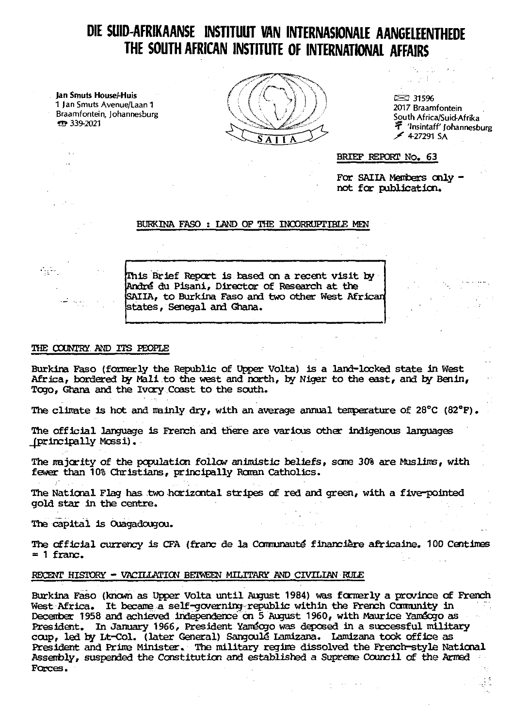# DIE SUID-AFRIKAANSE INSTITUUT VAN INTERNASIONALE AANGELEENTHEDE
# THE SOUTH AFRICAN INSTITUTE OF INTERNATIONAL AFFAIRS

Jan Smuts House/-Huis
1 Jan Smuts Avenue/Laan 1
Braamfontein, Johannesburg
339-2021

31596
2017 Braamfontein
South Africa/Suid-Afrika
'Insintaff' Johannesburg
4-27291 SA

BRIEF REPORT No. 63

For SAIIA Members only - not for publication.

## BURKINA FASO : LAND OF THE INCORRUPTIBLE MEN

> This Brief Report is based on a recent visit by André du Pisani, Director of Research at the SAIIA, to Burkina Faso and two other West African states, Senegal and Ghana.

### THE COUNTRY AND ITS PEOPLE

Burkina Faso (formerly the Republic of Upper Volta) is a land-locked state in West Africa, bordered by Mali to the west and north, by Niger to the east, and by Benin, Togo, Ghana and the Ivory Coast to the south.

The climate is hot and mainly dry, with an average annual temperature of 28°C (82°F).

The official language is French and there are various other indigenous languages (principally Mossi).

The majority of the population follow animistic beliefs, some 30% are Muslims, with fewer than 10% Christians, principally Roman Catholics.

The National Flag has two horizontal stripes of red and green, with a five-pointed gold star in the centre.

The capital is Ouagadougou.

The official currency is CFA (franc de la Communauté financière africaine. 100 Centimes = 1 franc.

### RECENT HISTORY - VACILLATION BETWEEN MILITARY AND CIVILIAN RULE

Burkina Faso (known as Upper Volta until August 1984) was formerly a province of French West Africa. It became a self-governing republic within the French Community in December 1958 and achieved independence on 5 August 1960, with Maurice Yaméogo as President. In January 1966, President Yaméogo was deposed in a successful military coup, led by Lt-Col. (later General) Sangoulé Lamizana. Lamizana took office as President and Prime Minister. The military regime dissolved the French-style National Assembly, suspended the Constitution and established a Supreme Council of the Armed Forces.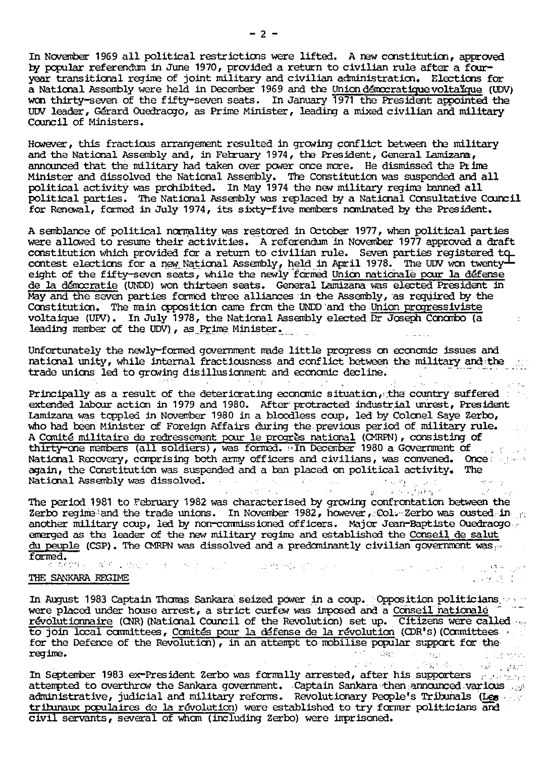In November 1969 all political restrictions were lifted. A new constitution, approved by popular referendum in June 1970, provided a return to civilian rule after a four-year transitional regime of joint military and civilian administration. Elections for a National Assembly were held in December 1969 and the Union démocratique voltaïque (UDV) won thirty-seven of the fifty-seven seats. In January 1971 the President appointed the UDV leader, Gérard Ouedraogo, as Prime Minister, leading a mixed civilian and military Council of Ministers.

However, this fractious arrangement resulted in growing conflict between the military and the National Assembly and, in February 1974, the President, General Lamizana, announced that the military had taken over power once more. He dismissed the Prime Minister and dissolved the National Assembly. The Constitution was suspended and all political activity was prohibited. In May 1974 the new military regime banned all political parties. The National Assembly was replaced by a National Consultative Council for Renewal, formed in July 1974, its sixty-five members nominated by the President.

A semblance of political normality was restored in October 1977, when political parties were allowed to resume their activities. A referendum in November 1977 approved a draft constitution which provided for a return to civilian rule. Seven parties registered to contest elections for a new National Assembly, held in April 1978. The UDV won twenty-eight of the fifty-seven seats, while the newly formed Union nationale pour la défense de la démocratie (UNDD) won thirteen seats. General Lamizana was elected President in May and the seven parties formed three alliances in the Assembly, as required by the Constitution. The main opposition came from the UNDD and the Union progressiviste voltaique (UPV). In July 1978, the National Assembly elected Dr Joseph Conombo (a leading member of the UDV), as Prime Minister.

Unfortunately the newly-formed government made little progress on economic issues and national unity, while internal fractiousness and conflict between the military and the trade unions led to growing disillusionment and economic decline.

Principally as a result of the deteriorating economic situation, the country suffered extended labour action in 1979 and 1980. After protracted industrial unrest, President Lamizana was toppled in November 1980 in a bloodless coup, led by Colonel Saye Zerbo, who had been Minister of Foreign Affairs during the previous period of military rule. A Comité militaire de redressement pour le progrès national (CMRPN), consisting of thirty-one members (all soldiers), was formed. In December 1980 a Government of National Recovery, comprising both army officers and civilians, was convened. Once again, the Constitution was suspended and a ban placed on political activity. The National Assembly was dissolved.

The period 1981 to February 1982 was characterised by growing confrontation between the Zerbo regime and the trade unions. In November 1982, however, Col. Zerbo was ousted in another military coup, led by non-commissioned officers. Major Jean-Baptiste Ouedraogo emerged as the leader of the new military regime and established the Conseil de salut du peuple (CSP). The CMRPN was dissolved and a predominantly civilian government was formed.

## THE SANKARA REGIME

In August 1983 Captain Thomas Sankara seized power in a coup. Opposition politicians were placed under house arrest, a strict curfew was imposed and a Conseil nationale révolutionnaire (CNR) (National Council of the Revolution) set up. Citizens were called to join local committees, Comités pour la défense de la révolution (CDR's) (Committees for the Defence of the Revolution), in an attempt to mobilise popular support for the regime.

In September 1983 ex-President Zerbo was formally arrested, after his supporters attempted to overthrow the Sankara government. Captain Sankara then announced various administrative, judicial and military reforms. Revolutionary People's Tribunals (Les tribunaux populaires de la révolution) were established to try former politicians and civil servants, several of whom (including Zerbo) were imprisoned.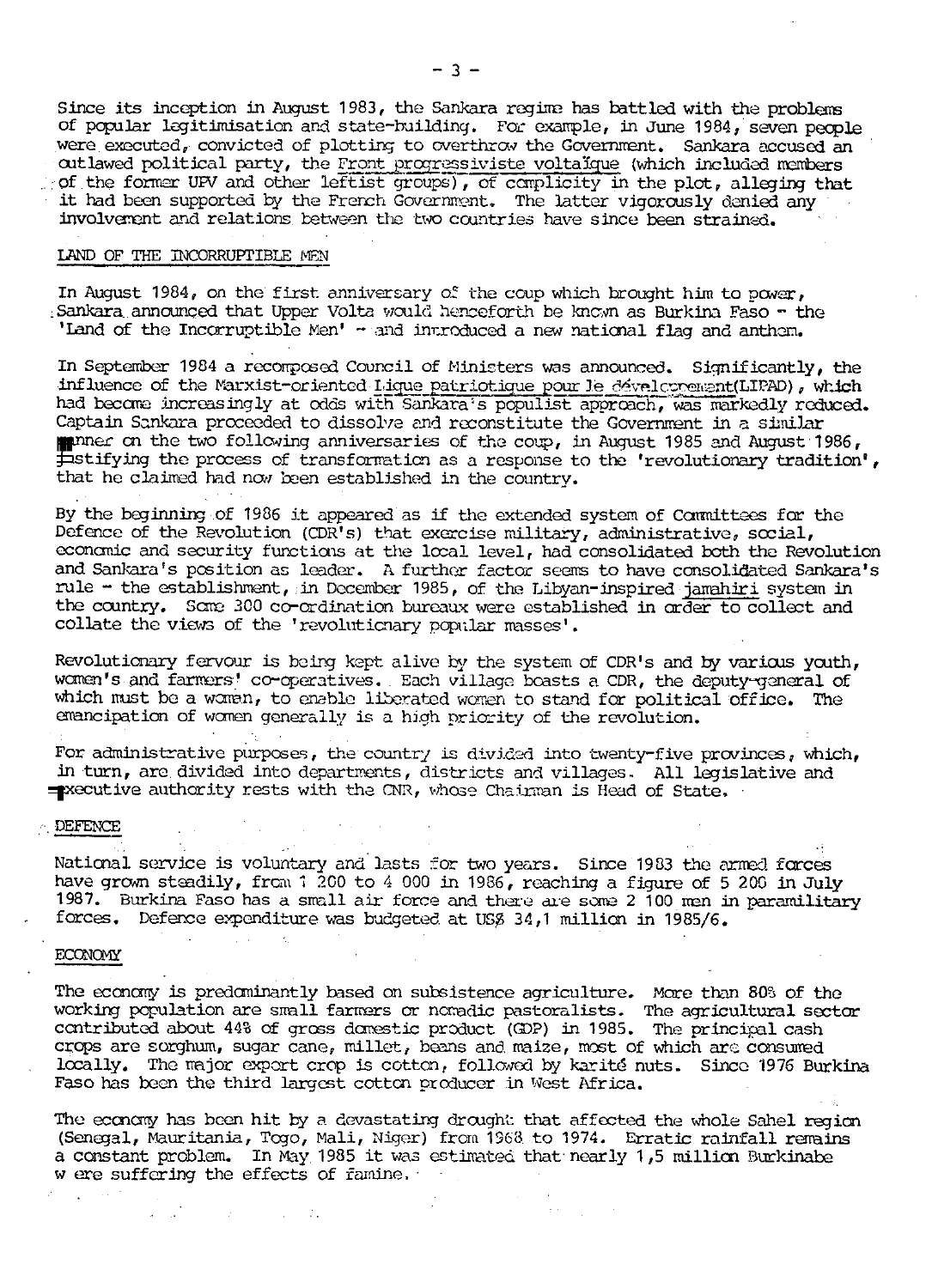Since its inception in August 1983, the Sankara regime has battled with the problems of popular legitimisation and state-building. For example, in June 1984, seven people were executed, convicted of plotting to overthrow the Government. Sankara accused an outlawed political party, the Front progressiviste voltaïque (which included members of the former UPV and other leftist groups), of complicity in the plot, alleging that it had been supported by the French Government. The latter vigorously denied any involvement and relations between the two countries have since been strained.

## LAND OF THE INCORRUPTIBLE MEN

In August 1984, on the first anniversary of the coup which brought him to power, Sankara announced that Upper Volta would henceforth be known as Burkina Faso - the 'Land of the Incorruptible Men' - and introduced a new national flag and anthem.

In September 1984 a recomposed Council of Ministers was announced. Significantly, the influence of the Marxist-oriented Ligue patriotique pour le développement(LIPAD), which had become increasingly at odds with Sankara's populist approach, was markedly reduced. Captain Sankara proceeded to dissolve and reconstitute the Government in a similar manner on the two following anniversaries of the coup, in August 1985 and August 1986, justifying the process of transformation as a response to the 'revolutionary tradition', that he claimed had now been established in the country.

By the beginning of 1986 it appeared as if the extended system of Committees for the Defence of the Revolution (CDR's) that exercise military, administrative, social, economic and security functions at the local level, had consolidated both the Revolution and Sankara's position as leader. A further factor seems to have consolidated Sankara's rule - the establishment, in December 1985, of the Libyan-inspired jamahiri system in the country. Some 300 co-ordination bureaux were established in order to collect and collate the views of the 'revolutionary popular masses'.

Revolutionary fervour is being kept alive by the system of CDR's and by various youth, women's and farmers' co-operatives. Each village boasts a CDR, the deputy-general of which must be a woman, to enable liberated women to stand for political office. The emancipation of women generally is a high priority of the revolution.

For administrative purposes, the country is divided into twenty-five provinces, which, in turn, are divided into departments, districts and villages. All legislative and executive authority rests with the CNR, whose Chairman is Head of State.

## DEFENCE

National service is voluntary and lasts for two years. Since 1983 the armed forces have grown steadily, from 1 200 to 4 000 in 1986, reaching a figure of 5 200 in July 1987. Burkina Faso has a small air force and there are some 2 100 men in paramilitary forces. Defence expenditure was budgeted at US$ 34,1 million in 1985/6.

## ECONOMY

The economy is predominantly based on subsistence agriculture. More than 80% of the working population are small farmers or nomadic pastoralists. The agricultural sector contributed about 44% of gross domestic product (GDP) in 1985. The principal cash crops are sorghum, sugar cane, millet, beans and maize, most of which are consumed locally. The major export crop is cotton, followed by karité nuts. Since 1976 Burkina Faso has been the third largest cotton producer in West Africa.

The economy has been hit by a devastating drought that affected the whole Sahel region (Senegal, Mauritania, Togo, Mali, Niger) from 1968 to 1974. Erratic rainfall remains a constant problem. In May 1985 it was estimated that nearly 1,5 million Burkinabe were suffering the effects of famine.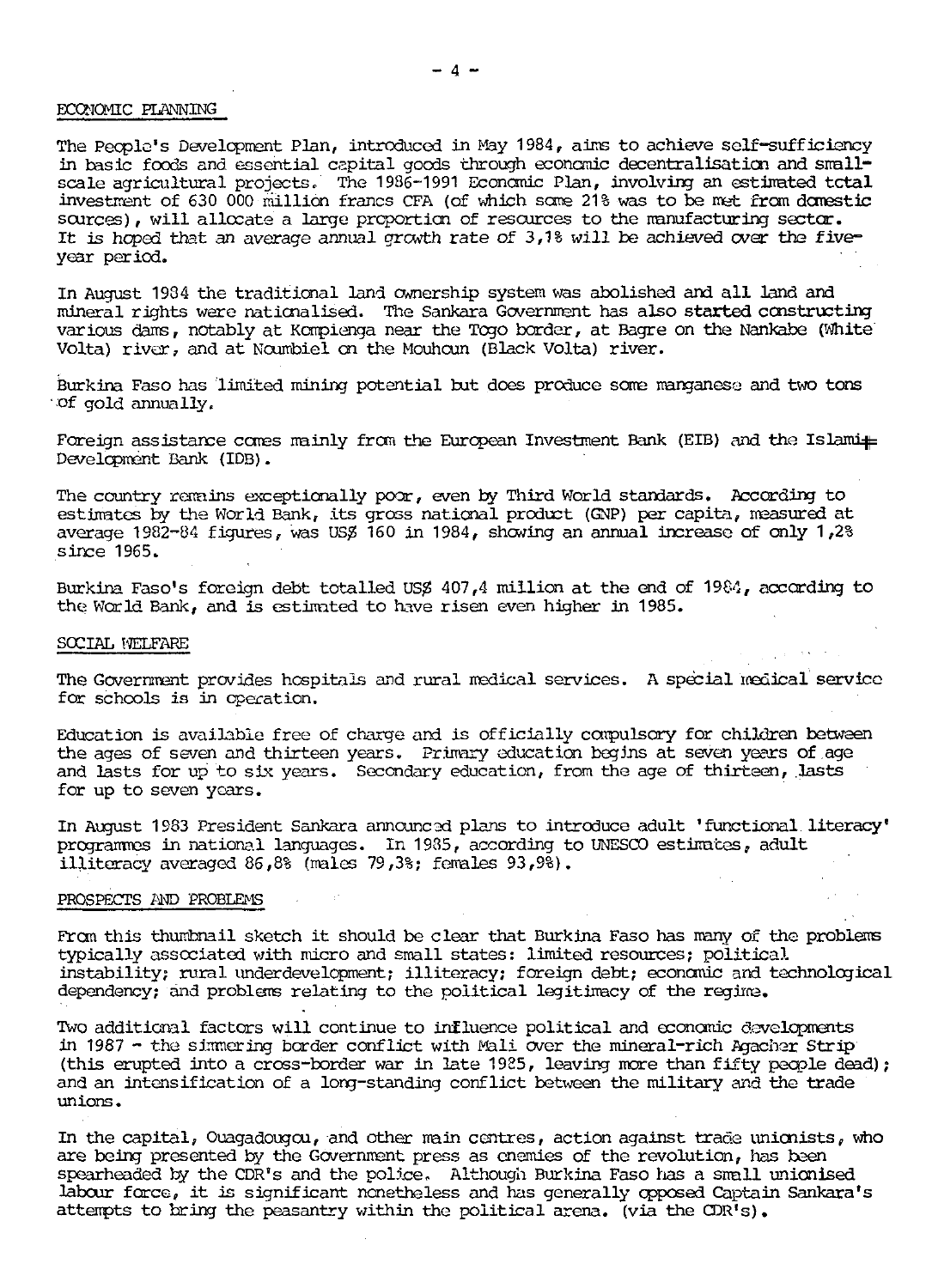## ECONOMIC PLANNING

The People's Development Plan, introduced in May 1984, aims to achieve self-sufficiency in basic foods and essential capital goods through economic decentralisation and small-scale agricultural projects. The 1986-1991 Economic Plan, involving an estimated total investment of 630 000 million francs CFA (of which some 21% was to be met from domestic sources), will allocate a large proportion of resources to the manufacturing sector. It is hoped that an average annual growth rate of 3,1% will be achieved over the five-year period.

In August 1984 the traditional land ownership system was abolished and all land and mineral rights were nationalised. The Sankara Government has also started constructing various dams, notably at Kompienga near the Togo border, at Bagre on the Nankabe (White Volta) river, and at Noumbiel on the Mouhoun (Black Volta) river.

Burkina Faso has limited mining potential but does produce some manganese and two tons of gold annually.

Foreign assistance comes mainly from the European Investment Bank (EIB) and the Islamic Development Bank (IDB).

The country remains exceptionally poor, even by Third World standards. According to estimates by the World Bank, its gross national product (GNP) per capita, measured at average 1982-84 figures, was US$ 160 in 1984, showing an annual increase of only 1,2% since 1965.

Burkina Faso's foreign debt totalled US$ 407,4 million at the end of 1984, according to the World Bank, and is estimated to have risen even higher in 1985.

## SOCIAL WELFARE

The Government provides hospitals and rural medical services. A special medical service for schools is in operation.

Education is available free of charge and is officially compulsory for children between the ages of seven and thirteen years. Primary education begins at seven years of age and lasts for up to six years. Secondary education, from the age of thirteen, lasts for up to seven years.

In August 1983 President Sankara announced plans to introduce adult 'functional literacy' programmes in national languages. In 1985, according to UNESCO estimates, adult illiteracy averaged 86,8% (males 79,3%; females 93,9%).

## PROSPECTS AND PROBLEMS

From this thumbnail sketch it should be clear that Burkina Faso has many of the problems typically associated with micro and small states: limited resources; political instability; rural underdevelopment; illiteracy; foreign debt; economic and technological dependency; and problems relating to the political legitimacy of the regime.

Two additional factors will continue to influence political and economic developments in 1987 - the simmering border conflict with Mali over the mineral-rich Agacher Strip (this erupted into a cross-border war in late 1985, leaving more than fifty people dead); and an intensification of a long-standing conflict between the military and the trade unions.

In the capital, Ouagadougou, and other main centres, action against trade unionists, who are being presented by the Government press as enemies of the revolution, has been spearheaded by the CDR's and the police. Although Burkina Faso has a small unionised labour force, it is significant nonetheless and has generally opposed Captain Sankara's attempts to bring the peasantry within the political arena. (via the CDR's).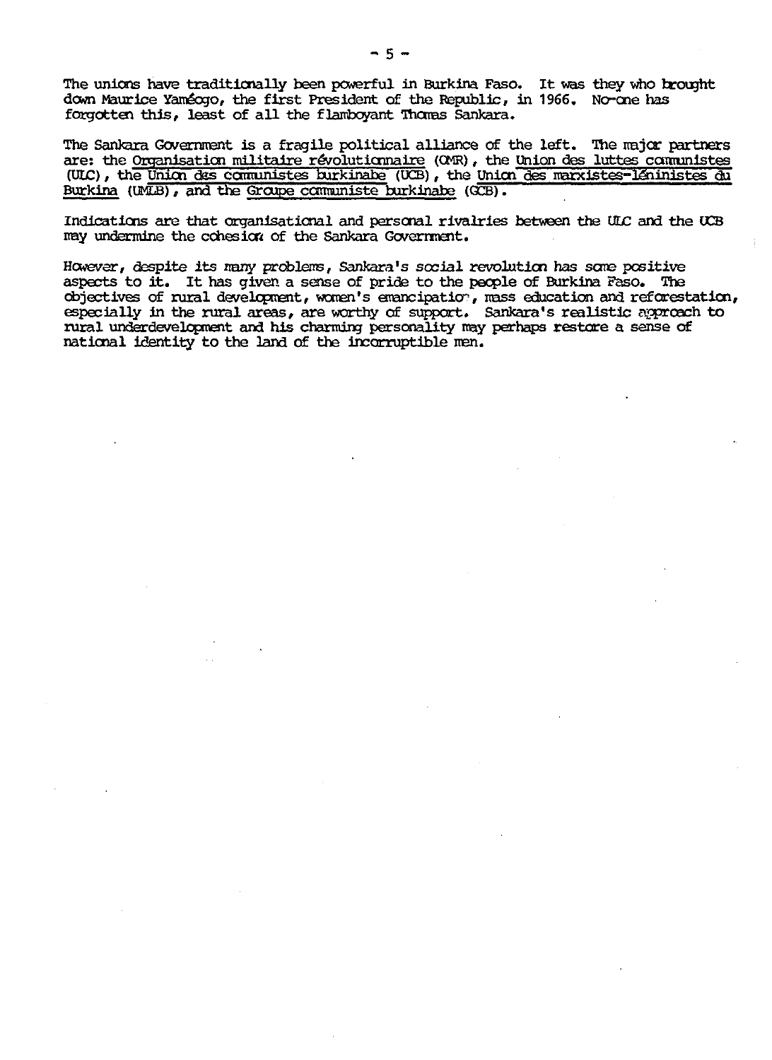The unions have traditionally been powerful in Burkina Faso. It was they who brought down Maurice Yaméogo, the first President of the Republic, in 1966. No-one has forgotten this, least of all the flamboyant Thomas Sankara.

The Sankara Government is a fragile political alliance of the left. The major partners are: the Organisation militaire révolutionnaire (OMR), the Union des luttes communistes (ULC), the Union des communistes burkinabe (UCB), the Union des marxistes-léninistes du Burkina (UMLB), and the Groupe communiste burkinabe (GCB).

Indications are that organisational and personal rivalries between the ULC and the UCB may undermine the cohesion of the Sankara Government.

However, despite its many problems, Sankara's social revolution has some positive aspects to it. It has given a sense of pride to the people of Burkina Faso. The objectives of rural development, women's emancipation, mass education and reforestation, especially in the rural areas, are worthy of support. Sankara's realistic approach to rural underdevelopment and his charming personality may perhaps restore a sense of national identity to the land of the incorruptible men.